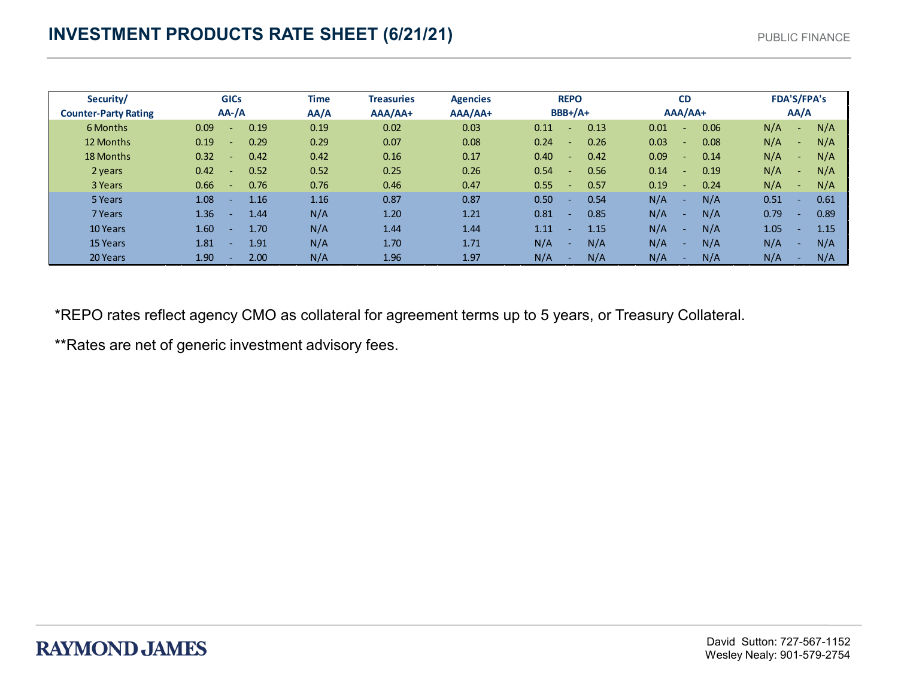# INVESTMENT PRODUCTS RATE SHEET (6/21/21)

PUBLIC FINANCE

| Security/ Counter-Party Rating | GICs AA-/A | Time AA/A | Treasuries AAA/AA+ | Agencies AAA/AA+ | REPO BBB+/A+ | CD AAA/AA+ | FDA'S/FPA's AA/A |
|---|---|---|---|---|---|---|---|
| 6 Months | 0.09 - 0.19 | 0.19 | 0.02 | 0.03 | 0.11 - 0.13 | 0.01 - 0.06 | N/A - N/A |
| 12 Months | 0.19 - 0.29 | 0.29 | 0.07 | 0.08 | 0.24 - 0.26 | 0.03 - 0.08 | N/A - N/A |
| 18 Months | 0.32 - 0.42 | 0.42 | 0.16 | 0.17 | 0.40 - 0.42 | 0.09 - 0.14 | N/A - N/A |
| 2 years | 0.42 - 0.52 | 0.52 | 0.25 | 0.26 | 0.54 - 0.56 | 0.14 - 0.19 | N/A - N/A |
| 3 Years | 0.66 - 0.76 | 0.76 | 0.46 | 0.47 | 0.55 - 0.57 | 0.19 - 0.24 | N/A - N/A |
| 5 Years | 1.08 - 1.16 | 1.16 | 0.87 | 0.87 | 0.50 - 0.54 | N/A - N/A | 0.51 - 0.61 |
| 7 Years | 1.36 - 1.44 | N/A | 1.20 | 1.21 | 0.81 - 0.85 | N/A - N/A | 0.79 - 0.89 |
| 10 Years | 1.60 - 1.70 | N/A | 1.44 | 1.44 | 1.11 - 1.15 | N/A - N/A | 1.05 - 1.15 |
| 15 Years | 1.81 - 1.91 | N/A | 1.70 | 1.71 | N/A - N/A | N/A - N/A | N/A - N/A |
| 20 Years | 1.90 - 2.00 | N/A | 1.96 | 1.97 | N/A - N/A | N/A - N/A | N/A - N/A |

*REPO rates reflect agency CMO as collateral for agreement terms up to 5 years, or Treasury Collateral.

**Rates are net of generic investment advisory fees.

RAYMOND JAMES

David Sutton: 727-567-1152
Wesley Nealy: 901-579-2754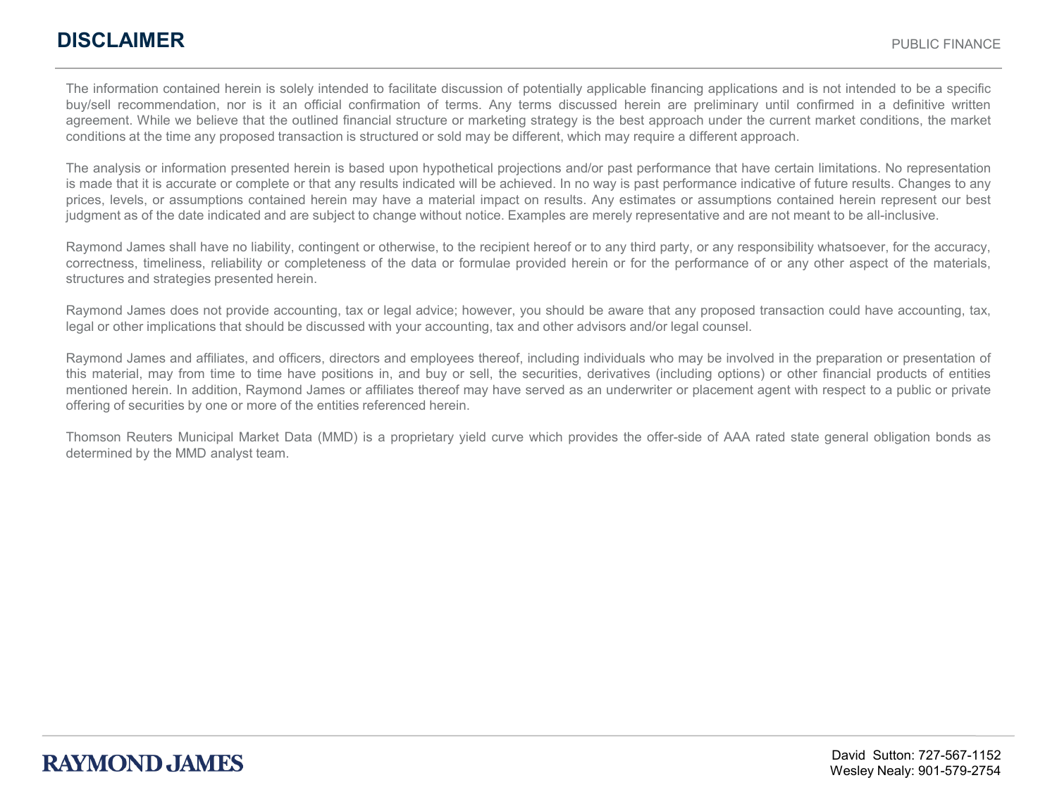# DISCLAIMER

The information contained herein is solely intended to facilitate discussion of potentially applicable financing applications and is not intended to be a specific buy/sell recommendation, nor is it an official confirmation of terms. Any terms discussed herein are preliminary until confirmed in a definitive written agreement. While we believe that the outlined financial structure or marketing strategy is the best approach under the current market conditions, the market conditions at the time any proposed transaction is structured or sold may be different, which may require a different approach.

The analysis or information presented herein is based upon hypothetical projections and/or past performance that have certain limitations. No representation is made that it is accurate or complete or that any results indicated will be achieved. In no way is past performance indicative of future results. Changes to any prices, levels, or assumptions contained herein may have a material impact on results. Any estimates or assumptions contained herein represent our best judgment as of the date indicated and are subject to change without notice. Examples are merely representative and are not meant to be all-inclusive.

Raymond James shall have no liability, contingent or otherwise, to the recipient hereof or to any third party, or any responsibility whatsoever, for the accuracy, correctness, timeliness, reliability or completeness of the data or formulae provided herein or for the performance of or any other aspect of the materials, structures and strategies presented herein.

Raymond James does not provide accounting, tax or legal advice; however, you should be aware that any proposed transaction could have accounting, tax, legal or other implications that should be discussed with your accounting, tax and other advisors and/or legal counsel.

Raymond James and affiliates, and officers, directors and employees thereof, including individuals who may be involved in the preparation or presentation of this material, may from time to time have positions in, and buy or sell, the securities, derivatives (including options) or other financial products of entities mentioned herein. In addition, Raymond James or affiliates thereof may have served as an underwriter or placement agent with respect to a public or private offering of securities by one or more of the entities referenced herein.

Thomson Reuters Municipal Market Data (MMD) is a proprietary yield curve which provides the offer-side of AAA rated state general obligation bonds as determined by the MMD analyst team.